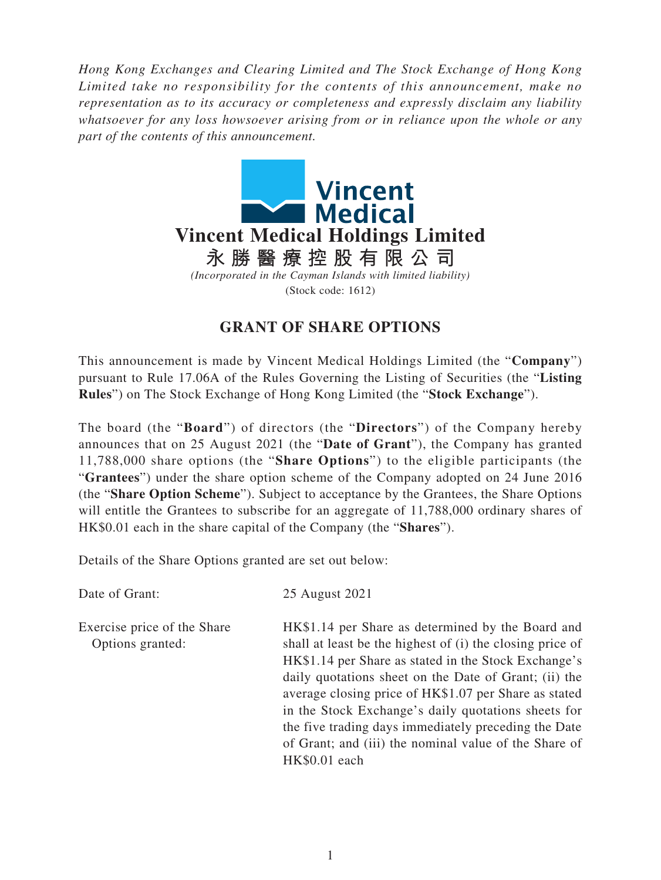*Hong Kong Exchanges and Clearing Limited and The Stock Exchange of Hong Kong Limited take no responsibility for the contents of this announcement, make no representation as to its accuracy or completeness and expressly disclaim any liability whatsoever for any loss howsoever arising from or in reliance upon the whole or any part of the contents of this announcement.*

Vincent Medical

# Vincent Medical Holdings Limited

# 永勝醫療控股有限公司

*(Incorporated in the Cayman Islands with limited liability)*

(Stock code: 1612)

## GRANT OF SHARE OPTIONS

This announcement is made by Vincent Medical Holdings Limited (the "**Company**") pursuant to Rule 17.06A of the Rules Governing the Listing of Securities (the "**Listing Rules**") on The Stock Exchange of Hong Kong Limited (the "**Stock Exchange**").

The board (the "**Board**") of directors (the "**Directors**") of the Company hereby announces that on 25 August 2021 (the "**Date of Grant**"), the Company has granted 11,788,000 share options (the "**Share Options**") to the eligible participants (the "**Grantees**") under the share option scheme of the Company adopted on 24 June 2016 (the "**Share Option Scheme**"). Subject to acceptance by the Grantees, the Share Options will entitle the Grantees to subscribe for an aggregate of 11,788,000 ordinary shares of HK$0.01 each in the share capital of the Company (the "**Shares**").

Details of the Share Options granted are set out below:

Date of Grant: 25 August 2021

Exercise price of the Share Options granted: HK$1.14 per Share as determined by the Board and shall at least be the highest of (i) the closing price of HK$1.14 per Share as stated in the Stock Exchange's daily quotations sheet on the Date of Grant; (ii) the average closing price of HK$1.07 per Share as stated in the Stock Exchange's daily quotations sheets for the five trading days immediately preceding the Date of Grant; and (iii) the nominal value of the Share of HK$0.01 each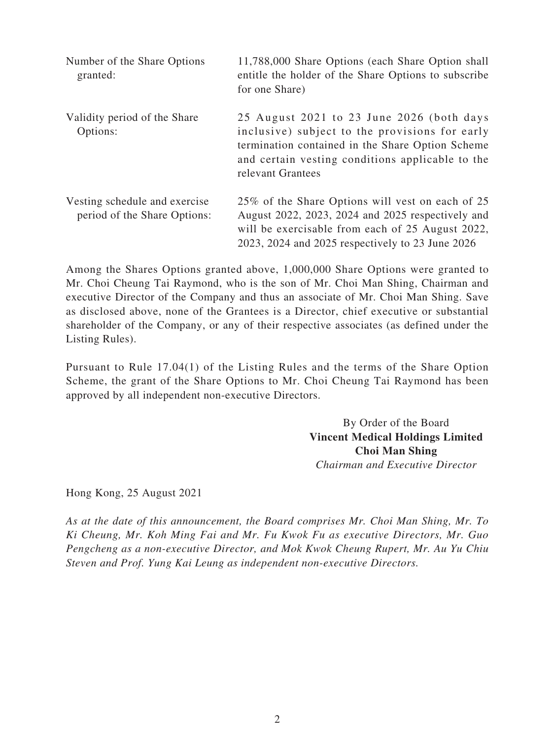| | |
|---|---|
| Number of the Share Options granted: | 11,788,000 Share Options (each Share Option shall entitle the holder of the Share Options to subscribe for one Share) |
| Validity period of the Share Options: | 25 August 2021 to 23 June 2026 (both days inclusive) subject to the provisions for early termination contained in the Share Option Scheme and certain vesting conditions applicable to the relevant Grantees |
| Vesting schedule and exercise period of the Share Options: | 25% of the Share Options will vest on each of 25 August 2022, 2023, 2024 and 2025 respectively and will be exercisable from each of 25 August 2022, 2023, 2024 and 2025 respectively to 23 June 2026 |

Among the Shares Options granted above, 1,000,000 Share Options were granted to Mr. Choi Cheung Tai Raymond, who is the son of Mr. Choi Man Shing, Chairman and executive Director of the Company and thus an associate of Mr. Choi Man Shing. Save as disclosed above, none of the Grantees is a Director, chief executive or substantial shareholder of the Company, or any of their respective associates (as defined under the Listing Rules).

Pursuant to Rule 17.04(1) of the Listing Rules and the terms of the Share Option Scheme, the grant of the Share Options to Mr. Choi Cheung Tai Raymond has been approved by all independent non-executive Directors.

By Order of the Board
**Vincent Medical Holdings Limited**
**Choi Man Shing**
*Chairman and Executive Director*

Hong Kong, 25 August 2021

*As at the date of this announcement, the Board comprises Mr. Choi Man Shing, Mr. To Ki Cheung, Mr. Koh Ming Fai and Mr. Fu Kwok Fu as executive Directors, Mr. Guo Pengcheng as a non-executive Director, and Mok Kwok Cheung Rupert, Mr. Au Yu Chiu Steven and Prof. Yung Kai Leung as independent non-executive Directors.*